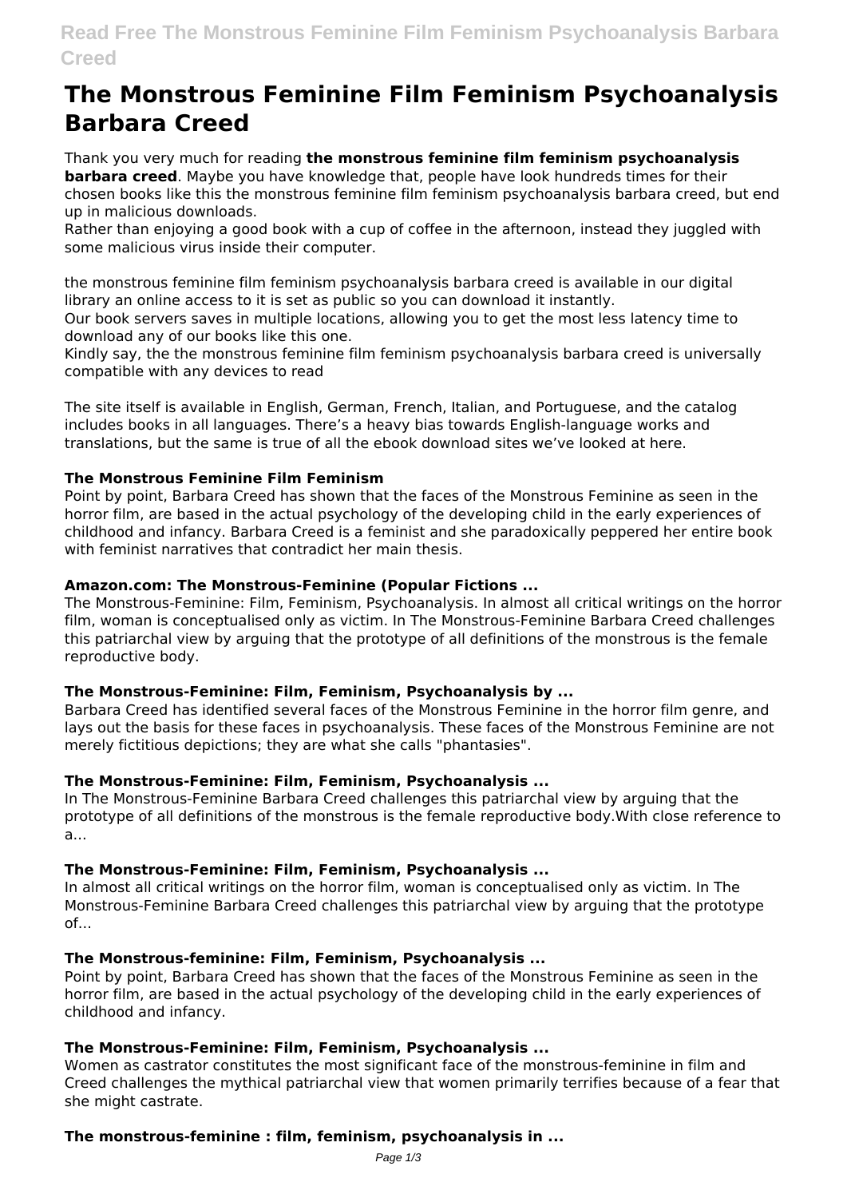# The Monstrous Feminine Film Feminism Psychoanalysis Barbara Creed

Thank you very much for reading **the monstrous feminine film feminism psychoanalysis barbara creed**. Maybe you have knowledge that, people have look hundreds times for their chosen books like this the monstrous feminine film feminism psychoanalysis barbara creed, but end up in malicious downloads.

Rather than enjoying a good book with a cup of coffee in the afternoon, instead they juggled with some malicious virus inside their computer.

the monstrous feminine film feminism psychoanalysis barbara creed is available in our digital library an online access to it is set as public so you can download it instantly.

Our book servers saves in multiple locations, allowing you to get the most less latency time to download any of our books like this one.

Kindly say, the the monstrous feminine film feminism psychoanalysis barbara creed is universally compatible with any devices to read

The site itself is available in English, German, French, Italian, and Portuguese, and the catalog includes books in all languages. There's a heavy bias towards English-language works and translations, but the same is true of all the ebook download sites we've looked at here.

### The Monstrous Feminine Film Feminism

Point by point, Barbara Creed has shown that the faces of the Monstrous Feminine as seen in the horror film, are based in the actual psychology of the developing child in the early experiences of childhood and infancy. Barbara Creed is a feminist and she paradoxically peppered her entire book with feminist narratives that contradict her main thesis.

### Amazon.com: The Monstrous-Feminine (Popular Fictions ...

The Monstrous-Feminine: Film, Feminism, Psychoanalysis. In almost all critical writings on the horror film, woman is conceptualised only as victim. In The Monstrous-Feminine Barbara Creed challenges this patriarchal view by arguing that the prototype of all definitions of the monstrous is the female reproductive body.

### The Monstrous-Feminine: Film, Feminism, Psychoanalysis by ...

Barbara Creed has identified several faces of the Monstrous Feminine in the horror film genre, and lays out the basis for these faces in psychoanalysis. These faces of the Monstrous Feminine are not merely fictitious depictions; they are what she calls "phantasies".

### The Monstrous-Feminine: Film, Feminism, Psychoanalysis ...

In The Monstrous-Feminine Barbara Creed challenges this patriarchal view by arguing that the prototype of all definitions of the monstrous is the female reproductive body.With close reference to a...

### The Monstrous-Feminine: Film, Feminism, Psychoanalysis ...

In almost all critical writings on the horror film, woman is conceptualised only as victim. In The Monstrous-Feminine Barbara Creed challenges this patriarchal view by arguing that the prototype of...

### The Monstrous-feminine: Film, Feminism, Psychoanalysis ...

Point by point, Barbara Creed has shown that the faces of the Monstrous Feminine as seen in the horror film, are based in the actual psychology of the developing child in the early experiences of childhood and infancy.

### The Monstrous-Feminine: Film, Feminism, Psychoanalysis ...

Women as castrator constitutes the most significant face of the monstrous-feminine in film and Creed challenges the mythical patriarchal view that women primarily terrifies because of a fear that she might castrate.

### The monstrous-feminine : film, feminism, psychoanalysis in ...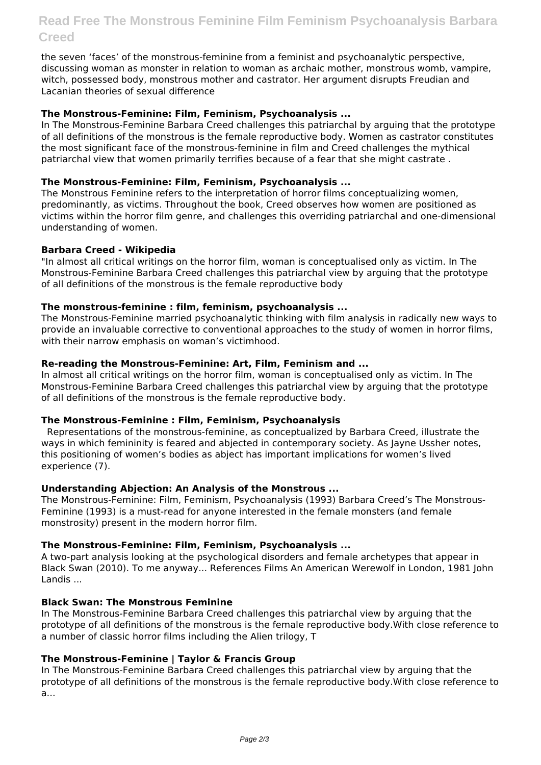the seven 'faces' of the monstrous-feminine from a feminist and psychoanalytic perspective, discussing woman as monster in relation to woman as archaic mother, monstrous womb, vampire, witch, possessed body, monstrous mother and castrator. Her argument disrupts Freudian and Lacanian theories of sexual difference

**The Monstrous-Feminine: Film, Feminism, Psychoanalysis ...**

In The Monstrous-Feminine Barbara Creed challenges this patriarchal by arguing that the prototype of all definitions of the monstrous is the female reproductive body. Women as castrator constitutes the most significant face of the monstrous-feminine in film and Creed challenges the mythical patriarchal view that women primarily terrifies because of a fear that she might castrate .

**The Monstrous-Feminine: Film, Feminism, Psychoanalysis ...**

The Monstrous Feminine refers to the interpretation of horror films conceptualizing women, predominantly, as victims. Throughout the book, Creed observes how women are positioned as victims within the horror film genre, and challenges this overriding patriarchal and one-dimensional understanding of women.

**Barbara Creed - Wikipedia**

"In almost all critical writings on the horror film, woman is conceptualised only as victim. In The Monstrous-Feminine Barbara Creed challenges this patriarchal view by arguing that the prototype of all definitions of the monstrous is the female reproductive body

**The monstrous-feminine : film, feminism, psychoanalysis ...**

The Monstrous-Feminine married psychoanalytic thinking with film analysis in radically new ways to provide an invaluable corrective to conventional approaches to the study of women in horror films, with their narrow emphasis on woman's victimhood.

**Re-reading the Monstrous-Feminine: Art, Film, Feminism and ...**

In almost all critical writings on the horror film, woman is conceptualised only as victim. In The Monstrous-Feminine Barbara Creed challenges this patriarchal view by arguing that the prototype of all definitions of the monstrous is the female reproductive body.

**The Monstrous-Feminine : Film, Feminism, Psychoanalysis**

Representations of the monstrous-feminine, as conceptualized by Barbara Creed, illustrate the ways in which femininity is feared and abjected in contemporary society. As Jayne Ussher notes, this positioning of women's bodies as abject has important implications for women's lived experience (7).

**Understanding Abjection: An Analysis of the Monstrous ...**

The Monstrous-Feminine: Film, Feminism, Psychoanalysis (1993) Barbara Creed's The Monstrous-Feminine (1993) is a must-read for anyone interested in the female monsters (and female monstrosity) present in the modern horror film.

**The Monstrous-Feminine: Film, Feminism, Psychoanalysis ...**

A two-part analysis looking at the psychological disorders and female archetypes that appear in Black Swan (2010). To me anyway... References Films An American Werewolf in London, 1981 John Landis ...

**Black Swan: The Monstrous Feminine**

In The Monstrous-Feminine Barbara Creed challenges this patriarchal view by arguing that the prototype of all definitions of the monstrous is the female reproductive body.With close reference to a number of classic horror films including the Alien trilogy, T

**The Monstrous-Feminine | Taylor & Francis Group**

In The Monstrous-Feminine Barbara Creed challenges this patriarchal view by arguing that the prototype of all definitions of the monstrous is the female reproductive body.With close reference to a...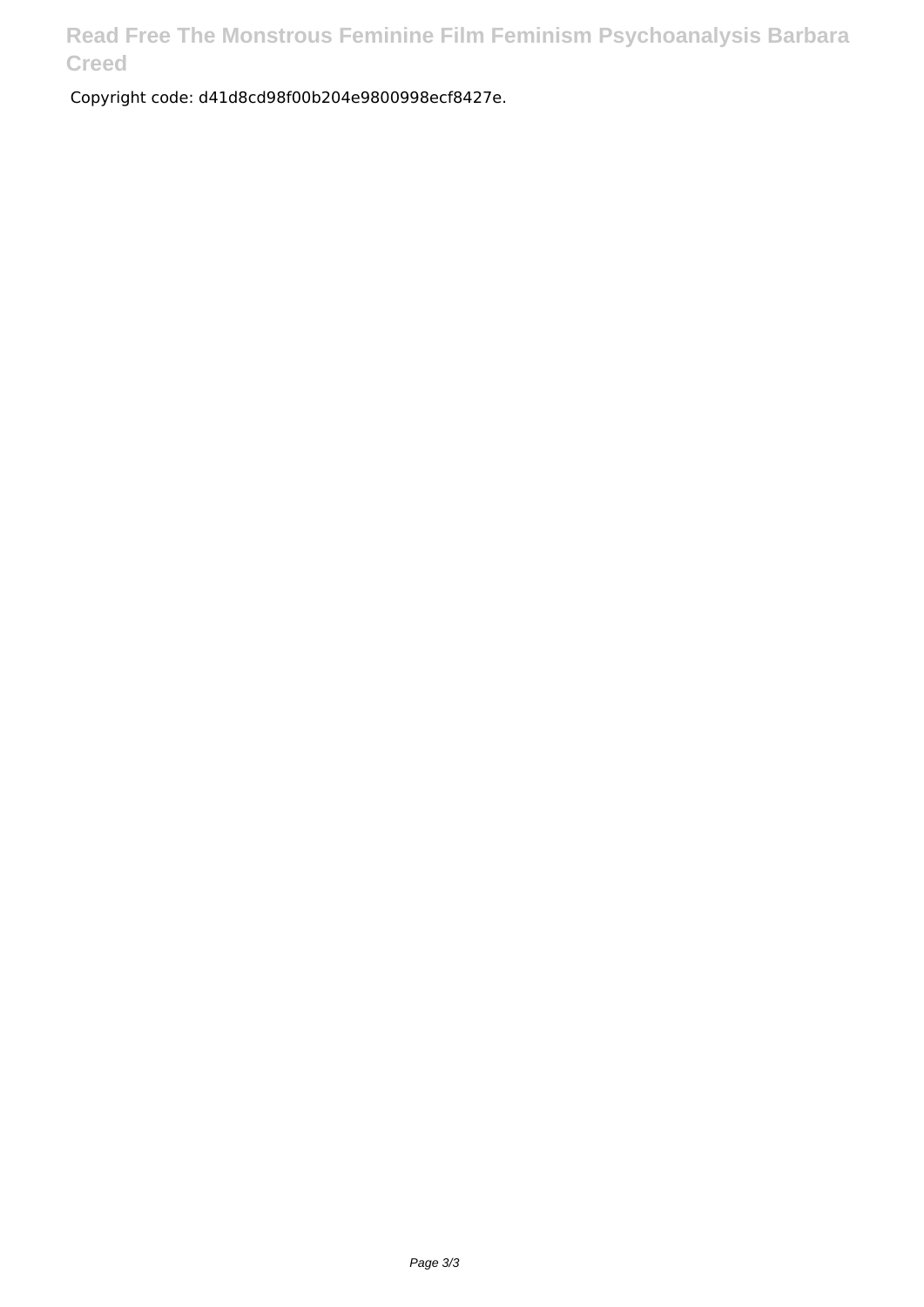Copyright code: d41d8cd98f00b204e9800998ecf8427e.